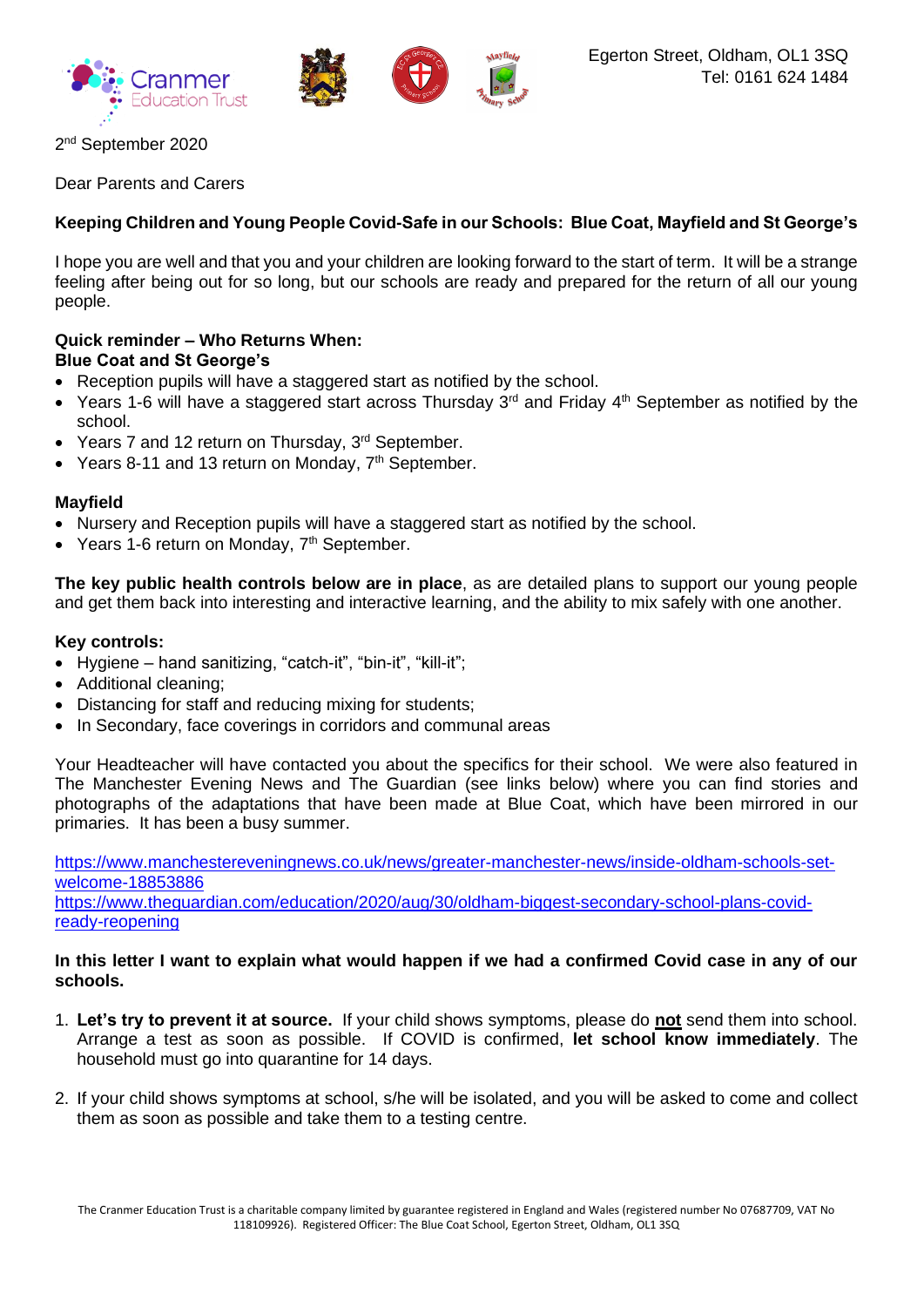Egerton Street, Oldham, OL1 3SQ
Tel: 0161 624 1484

2nd September 2020

Dear Parents and Carers

**Keeping Children and Young People Covid-Safe in our Schools: Blue Coat, Mayfield and St George's**

I hope you are well and that you and your children are looking forward to the start of term. It will be a strange feeling after being out for so long, but our schools are ready and prepared for the return of all our young people.

**Quick reminder – Who Returns When:**
**Blue Coat and St George's**

- Reception pupils will have a staggered start as notified by the school.
- Years 1-6 will have a staggered start across Thursday 3rd and Friday 4th September as notified by the school.
- Years 7 and 12 return on Thursday, 3rd September.
- Years 8-11 and 13 return on Monday, 7th September.

**Mayfield**

- Nursery and Reception pupils will have a staggered start as notified by the school.
- Years 1-6 return on Monday, 7th September.

**The key public health controls below are in place**, as are detailed plans to support our young people and get them back into interesting and interactive learning, and the ability to mix safely with one another.

**Key controls:**

- Hygiene – hand sanitizing, "catch-it", "bin-it", "kill-it";
- Additional cleaning;
- Distancing for staff and reducing mixing for students;
- In Secondary, face coverings in corridors and communal areas

Your Headteacher will have contacted you about the specifics for their school. We were also featured in The Manchester Evening News and The Guardian (see links below) where you can find stories and photographs of the adaptations that have been made at Blue Coat, which have been mirrored in our primaries. It has been a busy summer.

https://www.manchestereveningnews.co.uk/news/greater-manchester-news/inside-oldham-schools-set-welcome-18853886
https://www.theguardian.com/education/2020/aug/30/oldham-biggest-secondary-school-plans-covid-ready-reopening

**In this letter I want to explain what would happen if we had a confirmed Covid case in any of our schools.**

1. **Let's try to prevent it at source.** If your child shows symptoms, please do **not** send them into school. Arrange a test as soon as possible. If COVID is confirmed, **let school know immediately**. The household must go into quarantine for 14 days.

2. If your child shows symptoms at school, s/he will be isolated, and you will be asked to come and collect them as soon as possible and take them to a testing centre.

The Cranmer Education Trust is a charitable company limited by guarantee registered in England and Wales (registered number No 07687709, VAT No 118109926). Registered Officer: The Blue Coat School, Egerton Street, Oldham, OL1 3SQ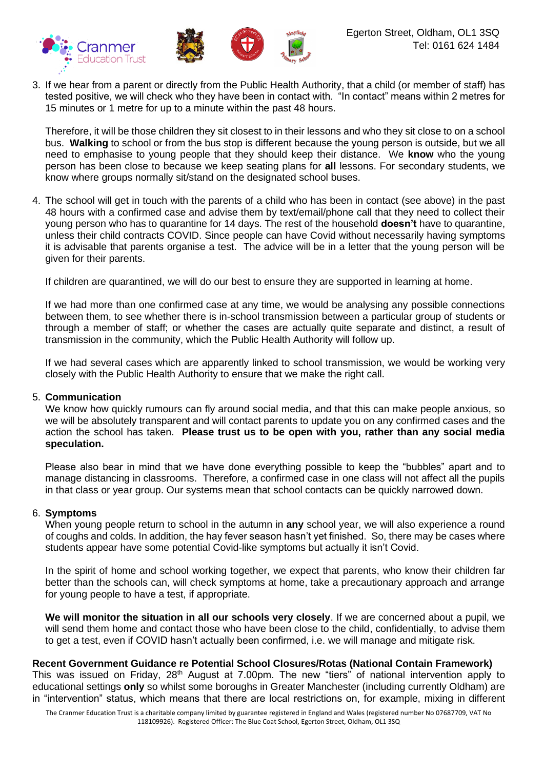3. If we hear from a parent or directly from the Public Health Authority, that a child (or member of staff) has tested positive, we will check who they have been in contact with. "In contact" means within 2 metres for 15 minutes or 1 metre for up to a minute within the past 48 hours.

   Therefore, it will be those children they sit closest to in their lessons and who they sit close to on a school bus. **Walking** to school or from the bus stop is different because the young person is outside, but we all need to emphasise to young people that they should keep their distance. We **know** who the young person has been close to because we keep seating plans for **all** lessons. For secondary students, we know where groups normally sit/stand on the designated school buses.

4. The school will get in touch with the parents of a child who has been in contact (see above) in the past 48 hours with a confirmed case and advise them by text/email/phone call that they need to collect their young person who has to quarantine for 14 days. The rest of the household **doesn't** have to quarantine, unless their child contracts COVID. Since people can have Covid without necessarily having symptoms it is advisable that parents organise a test. The advice will be in a letter that the young person will be given for their parents.

   If children are quarantined, we will do our best to ensure they are supported in learning at home.

   If we had more than one confirmed case at any time, we would be analysing any possible connections between them, to see whether there is in-school transmission between a particular group of students or through a member of staff; or whether the cases are actually quite separate and distinct, a result of transmission in the community, which the Public Health Authority will follow up.

   If we had several cases which are apparently linked to school transmission, we would be working very closely with the Public Health Authority to ensure that we make the right call.

5. **Communication**
   We know how quickly rumours can fly around social media, and that this can make people anxious, so we will be absolutely transparent and will contact parents to update you on any confirmed cases and the action the school has taken. **Please trust us to be open with you, rather than any social media speculation.**

   Please also bear in mind that we have done everything possible to keep the "bubbles" apart and to manage distancing in classrooms. Therefore, a confirmed case in one class will not affect all the pupils in that class or year group. Our systems mean that school contacts can be quickly narrowed down.

6. **Symptoms**
   When young people return to school in the autumn in **any** school year, we will also experience a round of coughs and colds. In addition, the hay fever season hasn't yet finished. So, there may be cases where students appear have some potential Covid-like symptoms but actually it isn't Covid.

   In the spirit of home and school working together, we expect that parents, who know their children far better than the schools can, will check symptoms at home, take a precautionary approach and arrange for young people to have a test, if appropriate.

   **We will monitor the situation in all our schools very closely**. If we are concerned about a pupil, we will send them home and contact those who have been close to the child, confidentially, to advise them to get a test, even if COVID hasn't actually been confirmed, i.e. we will manage and mitigate risk.

**Recent Government Guidance re Potential School Closures/Rotas (National Contain Framework)**
This was issued on Friday, 28th August at 7.00pm. The new "tiers" of national intervention apply to educational settings **only** so whilst some boroughs in Greater Manchester (including currently Oldham) are in "intervention" status, which means that there are local restrictions on, for example, mixing in different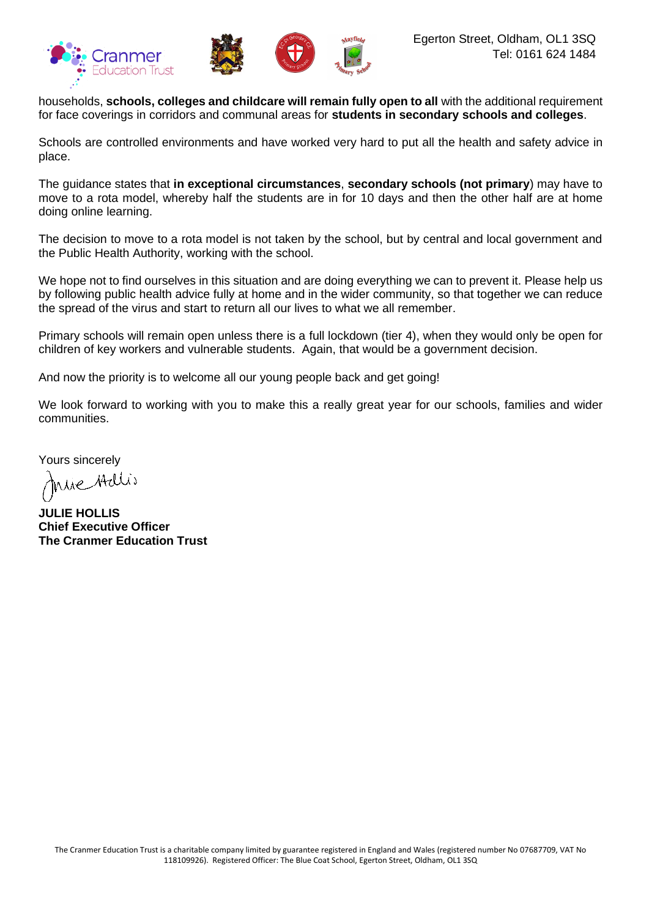households, **schools, colleges and childcare will remain fully open to all** with the additional requirement for face coverings in corridors and communal areas for **students in secondary schools and colleges**.

Schools are controlled environments and have worked very hard to put all the health and safety advice in place.

The guidance states that **in exceptional circumstances**, **secondary schools (not primary**) may have to move to a rota model, whereby half the students are in for 10 days and then the other half are at home doing online learning.

The decision to move to a rota model is not taken by the school, but by central and local government and the Public Health Authority, working with the school.

We hope not to find ourselves in this situation and are doing everything we can to prevent it. Please help us by following public health advice fully at home and in the wider community, so that together we can reduce the spread of the virus and start to return all our lives to what we all remember.

Primary schools will remain open unless there is a full lockdown (tier 4), when they would only be open for children of key workers and vulnerable students. Again, that would be a government decision.

And now the priority is to welcome all our young people back and get going!

We look forward to working with you to make this a really great year for our schools, families and wider communities.

Yours sincerely

**JULIE HOLLIS**
**Chief Executive Officer**
**The Cranmer Education Trust**